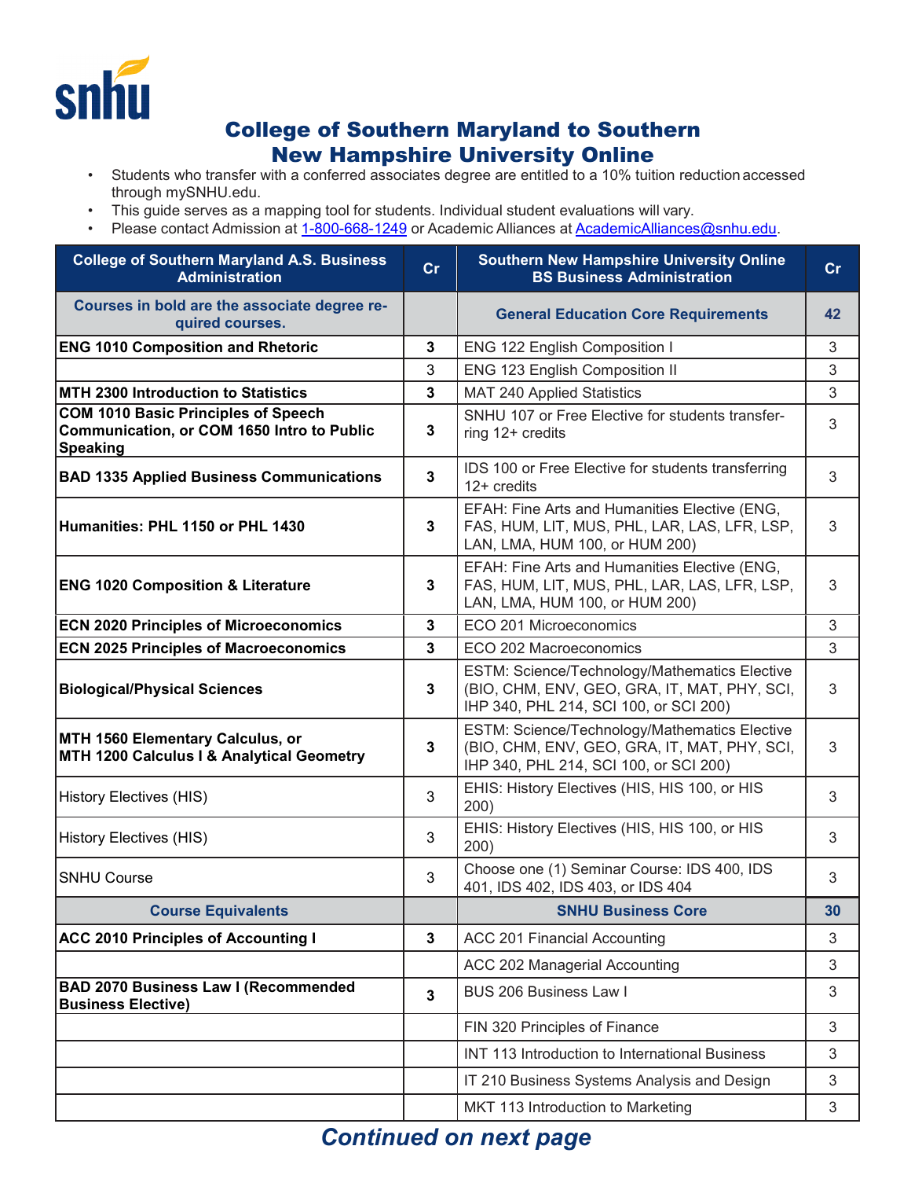# College of Southern Maryland to Southern New Hampshire University Online

- Students who transfer with a conferred associates degree are entitled to a 10% tuition reduction accessed through mySNHU.edu.
- This guide serves as a mapping tool for students. Individual student evaluations will vary.
- Please contact Admission at 1-800-668-1249 or Academic Alliances at AcademicAlliances@snhu.edu.

| College of Southern Maryland A.S. Business Administration | Cr | Southern New Hampshire University Online BS Business Administration | Cr |
|---|---|---|---|
| **Courses in bold are the associate degree required courses.** | | **General Education Core Requirements** | **42** |
| **ENG 1010 Composition and Rhetoric** | **3** | ENG 122 English Composition I | 3 |
| | 3 | ENG 123 English Composition II | 3 |
| **MTH 2300 Introduction to Statistics** | **3** | MAT 240 Applied Statistics | 3 |
| **COM 1010 Basic Principles of Speech Communication, or COM 1650 Intro to Public Speaking** | **3** | SNHU 107 or Free Elective for students transferring 12+ credits | 3 |
| **BAD 1335 Applied Business Communications** | **3** | IDS 100 or Free Elective for students transferring 12+ credits | 3 |
| **Humanities: PHL 1150 or PHL 1430** | **3** | EFAH: Fine Arts and Humanities Elective (ENG, FAS, HUM, LIT, MUS, PHL, LAR, LAS, LFR, LSP, LAN, LMA, HUM 100, or HUM 200) | 3 |
| **ENG 1020 Composition & Literature** | **3** | EFAH: Fine Arts and Humanities Elective (ENG, FAS, HUM, LIT, MUS, PHL, LAR, LAS, LFR, LSP, LAN, LMA, HUM 100, or HUM 200) | 3 |
| **ECN 2020 Principles of Microeconomics** | **3** | ECO 201 Microeconomics | 3 |
| **ECN 2025 Principles of Macroeconomics** | **3** | ECO 202 Macroeconomics | 3 |
| **Biological/Physical Sciences** | **3** | ESTM: Science/Technology/Mathematics Elective (BIO, CHM, ENV, GEO, GRA, IT, MAT, PHY, SCI, IHP 340, PHL 214, SCI 100, or SCI 200) | 3 |
| **MTH 1560 Elementary Calculus, or MTH 1200 Calculus I & Analytical Geometry** | **3** | ESTM: Science/Technology/Mathematics Elective (BIO, CHM, ENV, GEO, GRA, IT, MAT, PHY, SCI, IHP 340, PHL 214, SCI 100, or SCI 200) | 3 |
| History Electives (HIS) | 3 | EHIS: History Electives (HIS, HIS 100, or HIS 200) | 3 |
| History Electives (HIS) | 3 | EHIS: History Electives (HIS, HIS 100, or HIS 200) | 3 |
| SNHU Course | 3 | Choose one (1) Seminar Course: IDS 400, IDS 401, IDS 402, IDS 403, or IDS 404 | 3 |
| **Course Equivalents** | | **SNHU Business Core** | **30** |
| **ACC 2010 Principles of Accounting I** | **3** | ACC 201 Financial Accounting | 3 |
| | | ACC 202 Managerial Accounting | 3 |
| **BAD 2070 Business Law I (Recommended Business Elective)** | **3** | BUS 206 Business Law I | 3 |
| | | FIN 320 Principles of Finance | 3 |
| | | INT 113 Introduction to International Business | 3 |
| | | IT 210 Business Systems Analysis and Design | 3 |
| | | MKT 113 Introduction to Marketing | 3 |

***Continued on next page***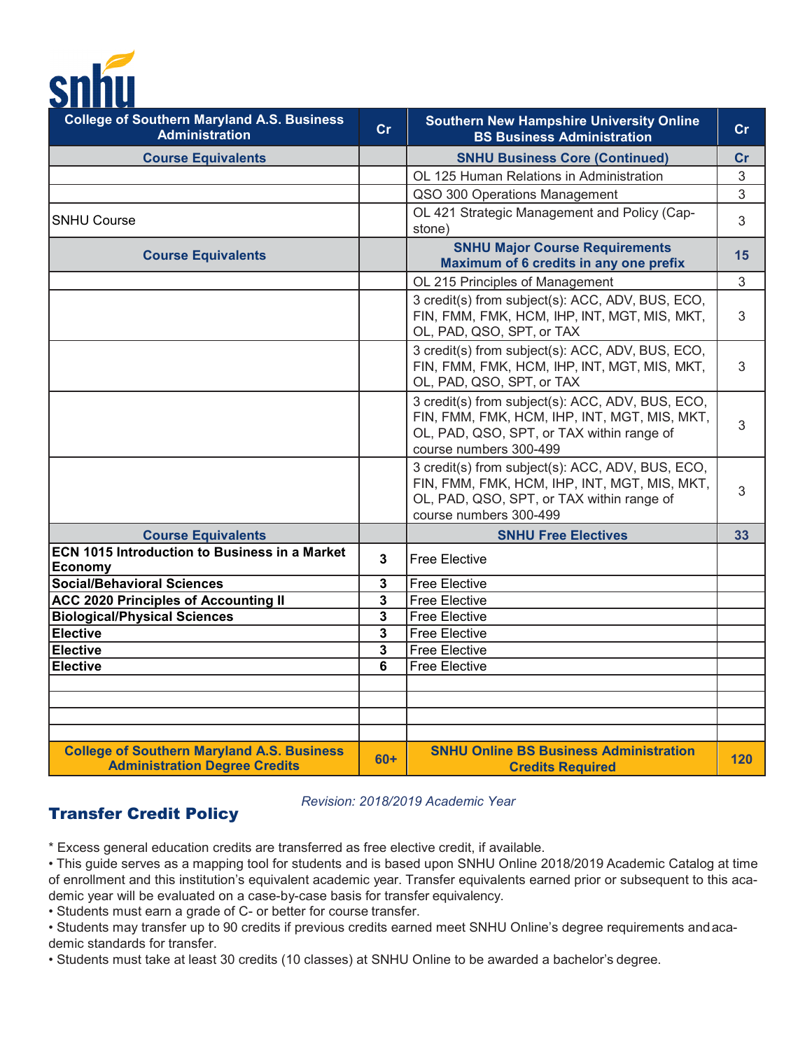| College of Southern Maryland A.S. Business Administration | Cr | Southern New Hampshire University Online BS Business Administration | Cr |
|---|---|---|---|
| **Course Equivalents** | | **SNHU Business Core (Continued)** | **Cr** |
| | | OL 125 Human Relations in Administration | 3 |
| | | QSO 300 Operations Management | 3 |
| SNHU Course | | OL 421 Strategic Management and Policy (Capstone) | 3 |
| **Course Equivalents** | | **SNHU Major Course Requirements Maximum of 6 credits in any one prefix** | **15** |
| | | OL 215 Principles of Management | 3 |
| | | 3 credit(s) from subject(s): ACC, ADV, BUS, ECO, FIN, FMM, FMK, HCM, IHP, INT, MGT, MIS, MKT, OL, PAD, QSO, SPT, or TAX | 3 |
| | | 3 credit(s) from subject(s): ACC, ADV, BUS, ECO, FIN, FMM, FMK, HCM, IHP, INT, MGT, MIS, MKT, OL, PAD, QSO, SPT, or TAX | 3 |
| | | 3 credit(s) from subject(s): ACC, ADV, BUS, ECO, FIN, FMM, FMK, HCM, IHP, INT, MGT, MIS, MKT, OL, PAD, QSO, SPT, or TAX within range of course numbers 300-499 | 3 |
| | | 3 credit(s) from subject(s): ACC, ADV, BUS, ECO, FIN, FMM, FMK, HCM, IHP, INT, MGT, MIS, MKT, OL, PAD, QSO, SPT, or TAX within range of course numbers 300-499 | 3 |
| **Course Equivalents** | | **SNHU Free Electives** | **33** |
| **ECN 1015 Introduction to Business in a Market Economy** | **3** | Free Elective | |
| **Social/Behavioral Sciences** | **3** | Free Elective | |
| **ACC 2020 Principles of Accounting II** | **3** | Free Elective | |
| **Biological/Physical Sciences** | **3** | Free Elective | |
| **Elective** | **3** | Free Elective | |
| **Elective** | **3** | Free Elective | |
| **Elective** | **6** | Free Elective | |
| | | | |
| | | | |
| | | | |
| | | | |
| **College of Southern Maryland A.S. Business Administration Degree Credits** | **60+** | **SNHU Online BS Business Administration Credits Required** | **120** |

*Revision: 2018/2019 Academic Year*

## Transfer Credit Policy

\* Excess general education credits are transferred as free elective credit, if available.

- This guide serves as a mapping tool for students and is based upon SNHU Online 2018/2019 Academic Catalog at time of enrollment and this institution's equivalent academic year. Transfer equivalents earned prior or subsequent to this academic year will be evaluated on a case-by-case basis for transfer equivalency.
- Students must earn a grade of C- or better for course transfer.
- Students may transfer up to 90 credits if previous credits earned meet SNHU Online's degree requirements and academic standards for transfer.
- Students must take at least 30 credits (10 classes) at SNHU Online to be awarded a bachelor's degree.